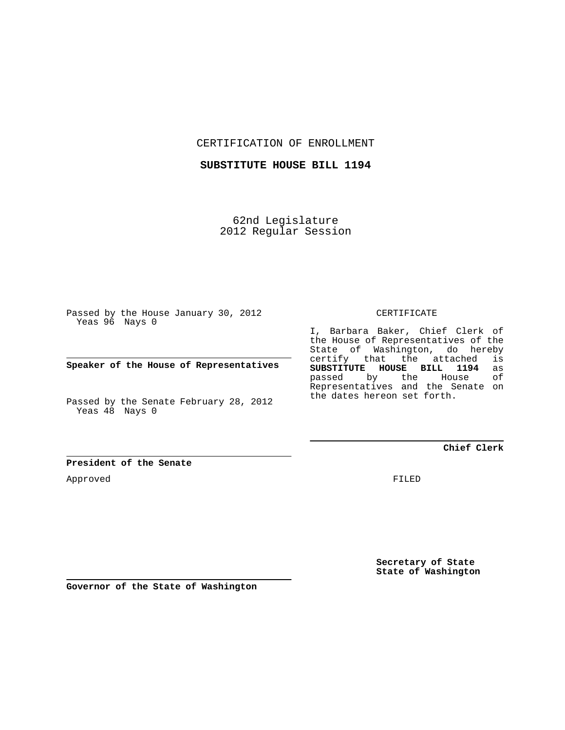CERTIFICATION OF ENROLLMENT

**SUBSTITUTE HOUSE BILL 1194**

62nd Legislature
2012 Regular Session

Passed by the House January 30, 2012
Yeas 96 Nays 0

**Speaker of the House of Representatives**

Passed by the Senate February 28, 2012
Yeas 48 Nays 0

**President of the Senate**

Approved

**Governor of the State of Washington**

CERTIFICATE

I, Barbara Baker, Chief Clerk of the House of Representatives of the State of Washington, do hereby certify that the attached is **SUBSTITUTE HOUSE BILL 1194** as passed by the House of Representatives and the Senate on the dates hereon set forth.

**Chief Clerk**

FILED

**Secretary of State**
**State of Washington**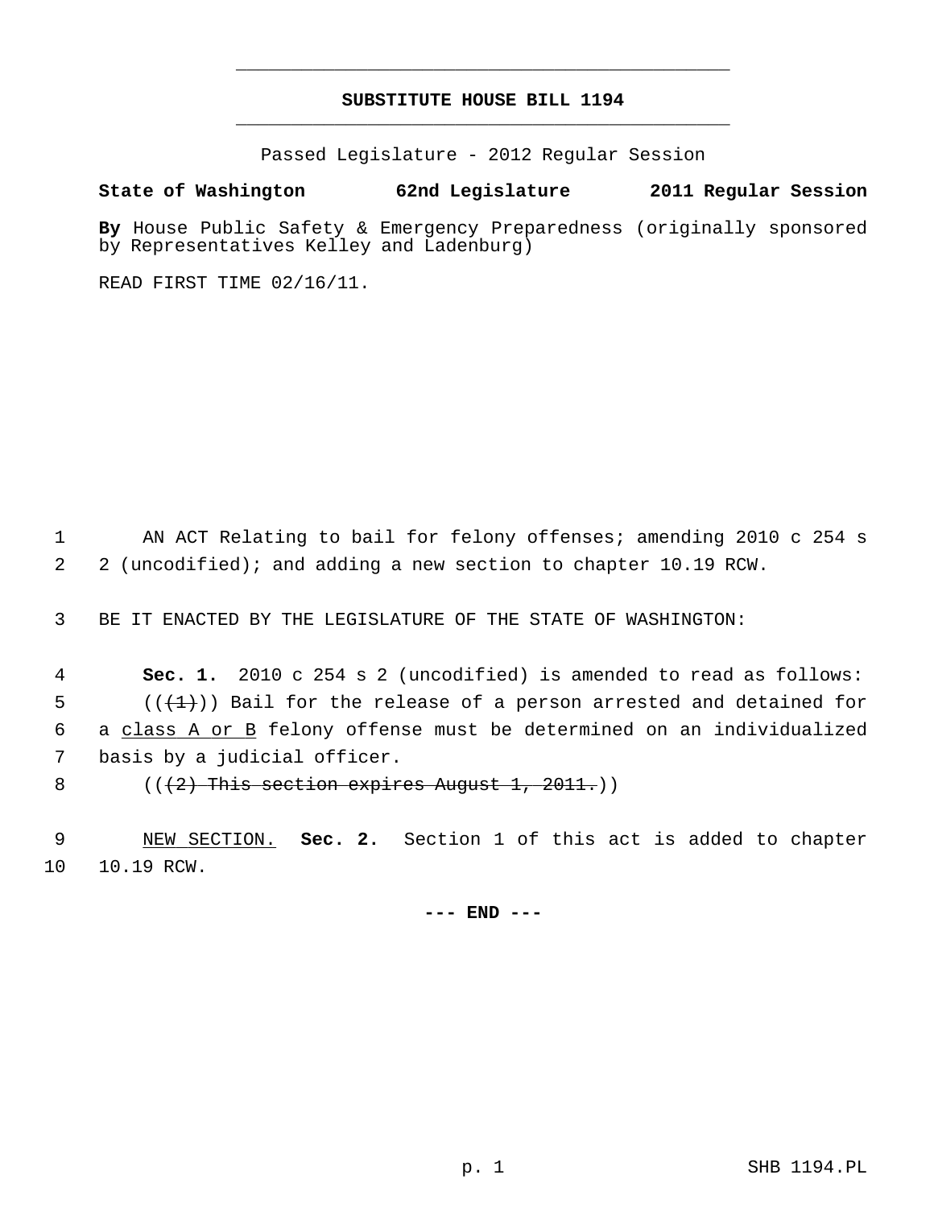# SUBSTITUTE HOUSE BILL 1194

Passed Legislature - 2012 Regular Session

**State of Washington 62nd Legislature 2011 Regular Session**

**By** House Public Safety & Emergency Preparedness (originally sponsored by Representatives Kelley and Ladenburg)

READ FIRST TIME 02/16/11.

1 AN ACT Relating to bail for felony offenses; amending 2010 c 254 s
2 2 (uncodified); and adding a new section to chapter 10.19 RCW.

3 BE IT ENACTED BY THE LEGISLATURE OF THE STATE OF WASHINGTON:

4 **Sec. 1.** 2010 c 254 s 2 (uncodified) is amended to read as follows:
5 ((~~(1)~~)) Bail for the release of a person arrested and detained for
6 a <u>class A or B</u> felony offense must be determined on an individualized
7 basis by a judicial officer.
8 ((~~(2) This section expires August 1, 2011.~~))

9 <u>NEW SECTION.</u> **Sec. 2.** Section 1 of this act is added to chapter
10 10.19 RCW.

**--- END ---**